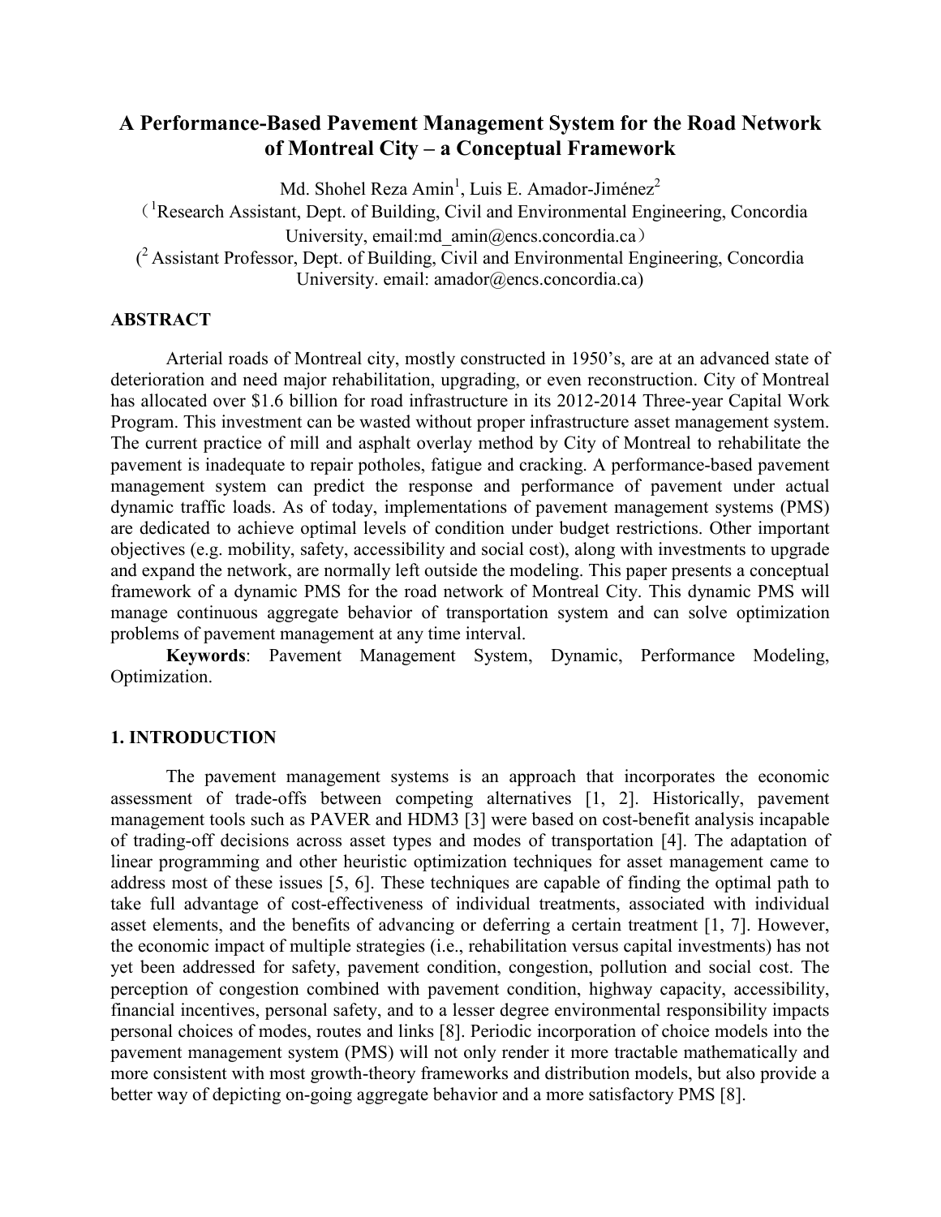# A Performance-Based Pavement Management System for the Road Network of Montreal City – a Conceptual Framework

Md. Shohel Reza Amin[1], Luis E. Amador-Jiménez[2]

([1]Research Assistant, Dept. of Building, Civil and Environmental Engineering, Concordia University, email:md_amin@encs.concordia.ca)

([2] Assistant Professor, Dept. of Building, Civil and Environmental Engineering, Concordia University. email: amador@encs.concordia.ca)

## ABSTRACT

Arterial roads of Montreal city, mostly constructed in 1950's, are at an advanced state of deterioration and need major rehabilitation, upgrading, or even reconstruction. City of Montreal has allocated over $1.6 billion for road infrastructure in its 2012-2014 Three-year Capital Work Program. This investment can be wasted without proper infrastructure asset management system. The current practice of mill and asphalt overlay method by City of Montreal to rehabilitate the pavement is inadequate to repair potholes, fatigue and cracking. A performance-based pavement management system can predict the response and performance of pavement under actual dynamic traffic loads. As of today, implementations of pavement management systems (PMS) are dedicated to achieve optimal levels of condition under budget restrictions. Other important objectives (e.g. mobility, safety, accessibility and social cost), along with investments to upgrade and expand the network, are normally left outside the modeling. This paper presents a conceptual framework of a dynamic PMS for the road network of Montreal City. This dynamic PMS will manage continuous aggregate behavior of transportation system and can solve optimization problems of pavement management at any time interval.

**Keywords**: Pavement Management System, Dynamic, Performance Modeling, Optimization.

## 1. INTRODUCTION

The pavement management systems is an approach that incorporates the economic assessment of trade-offs between competing alternatives [1, 2]. Historically, pavement management tools such as PAVER and HDM3 [3] were based on cost-benefit analysis incapable of trading-off decisions across asset types and modes of transportation [4]. The adaptation of linear programming and other heuristic optimization techniques for asset management came to address most of these issues [5, 6]. These techniques are capable of finding the optimal path to take full advantage of cost-effectiveness of individual treatments, associated with individual asset elements, and the benefits of advancing or deferring a certain treatment [1, 7]. However, the economic impact of multiple strategies (i.e., rehabilitation versus capital investments) has not yet been addressed for safety, pavement condition, congestion, pollution and social cost. The perception of congestion combined with pavement condition, highway capacity, accessibility, financial incentives, personal safety, and to a lesser degree environmental responsibility impacts personal choices of modes, routes and links [8]. Periodic incorporation of choice models into the pavement management system (PMS) will not only render it more tractable mathematically and more consistent with most growth-theory frameworks and distribution models, but also provide a better way of depicting on-going aggregate behavior and a more satisfactory PMS [8].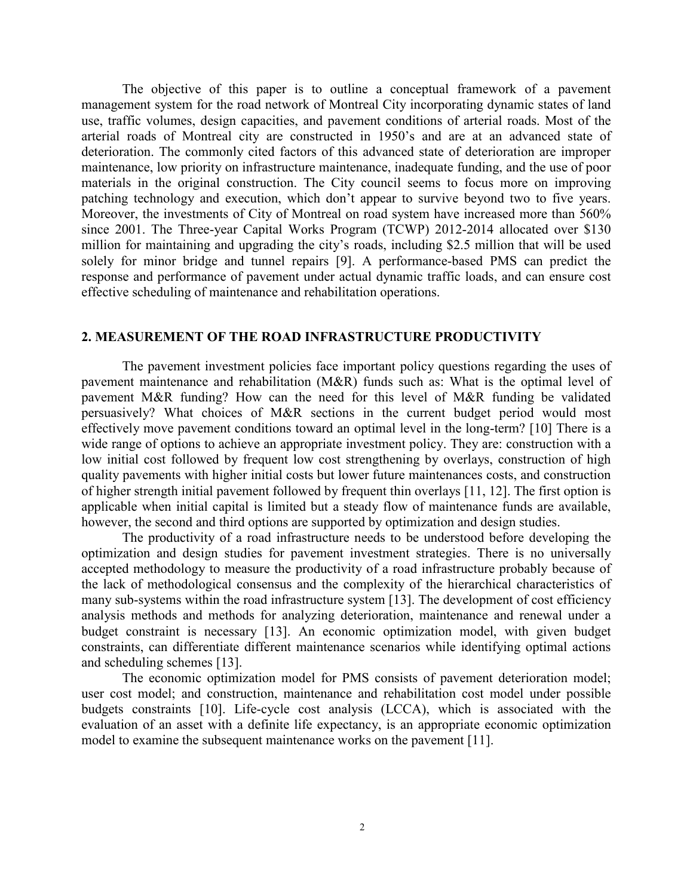The objective of this paper is to outline a conceptual framework of a pavement management system for the road network of Montreal City incorporating dynamic states of land use, traffic volumes, design capacities, and pavement conditions of arterial roads. Most of the arterial roads of Montreal city are constructed in 1950's and are at an advanced state of deterioration. The commonly cited factors of this advanced state of deterioration are improper maintenance, low priority on infrastructure maintenance, inadequate funding, and the use of poor materials in the original construction. The City council seems to focus more on improving patching technology and execution, which don't appear to survive beyond two to five years. Moreover, the investments of City of Montreal on road system have increased more than 560% since 2001. The Three-year Capital Works Program (TCWP) 2012-2014 allocated over $130 million for maintaining and upgrading the city's roads, including $2.5 million that will be used solely for minor bridge and tunnel repairs [9]. A performance-based PMS can predict the response and performance of pavement under actual dynamic traffic loads, and can ensure cost effective scheduling of maintenance and rehabilitation operations.

## 2. MEASUREMENT OF THE ROAD INFRASTRUCTURE PRODUCTIVITY

The pavement investment policies face important policy questions regarding the uses of pavement maintenance and rehabilitation (M&R) funds such as: What is the optimal level of pavement M&R funding? How can the need for this level of M&R funding be validated persuasively? What choices of M&R sections in the current budget period would most effectively move pavement conditions toward an optimal level in the long-term? [10] There is a wide range of options to achieve an appropriate investment policy. They are: construction with a low initial cost followed by frequent low cost strengthening by overlays, construction of high quality pavements with higher initial costs but lower future maintenances costs, and construction of higher strength initial pavement followed by frequent thin overlays [11, 12]. The first option is applicable when initial capital is limited but a steady flow of maintenance funds are available, however, the second and third options are supported by optimization and design studies.

The productivity of a road infrastructure needs to be understood before developing the optimization and design studies for pavement investment strategies. There is no universally accepted methodology to measure the productivity of a road infrastructure probably because of the lack of methodological consensus and the complexity of the hierarchical characteristics of many sub-systems within the road infrastructure system [13]. The development of cost efficiency analysis methods and methods for analyzing deterioration, maintenance and renewal under a budget constraint is necessary [13]. An economic optimization model, with given budget constraints, can differentiate different maintenance scenarios while identifying optimal actions and scheduling schemes [13].

The economic optimization model for PMS consists of pavement deterioration model; user cost model; and construction, maintenance and rehabilitation cost model under possible budgets constraints [10]. Life-cycle cost analysis (LCCA), which is associated with the evaluation of an asset with a definite life expectancy, is an appropriate economic optimization model to examine the subsequent maintenance works on the pavement [11].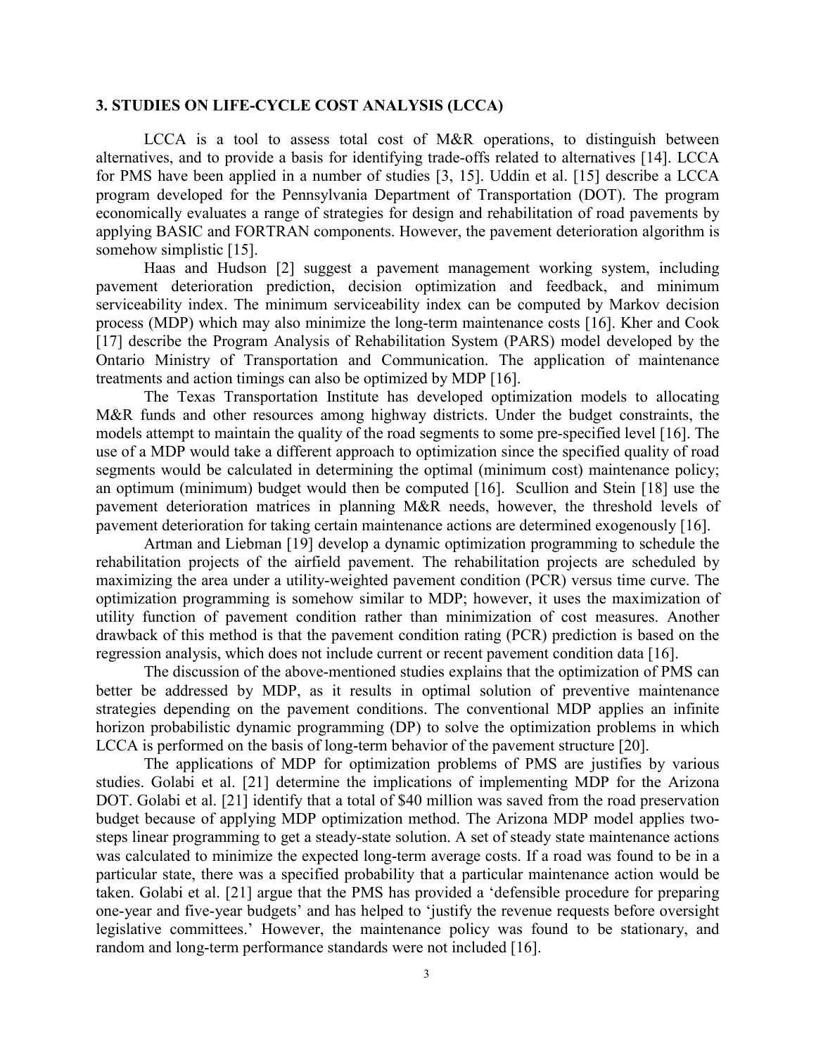### 3. STUDIES ON LIFE-CYCLE COST ANALYSIS (LCCA)

LCCA is a tool to assess total cost of M&R operations, to distinguish between alternatives, and to provide a basis for identifying trade-offs related to alternatives [14]. LCCA for PMS have been applied in a number of studies [3, 15]. Uddin et al. [15] describe a LCCA program developed for the Pennsylvania Department of Transportation (DOT). The program economically evaluates a range of strategies for design and rehabilitation of road pavements by applying BASIC and FORTRAN components. However, the pavement deterioration algorithm is somehow simplistic [15].

Haas and Hudson [2] suggest a pavement management working system, including pavement deterioration prediction, decision optimization and feedback, and minimum serviceability index. The minimum serviceability index can be computed by Markov decision process (MDP) which may also minimize the long-term maintenance costs [16]. Kher and Cook [17] describe the Program Analysis of Rehabilitation System (PARS) model developed by the Ontario Ministry of Transportation and Communication. The application of maintenance treatments and action timings can also be optimized by MDP [16].

The Texas Transportation Institute has developed optimization models to allocating M&R funds and other resources among highway districts. Under the budget constraints, the models attempt to maintain the quality of the road segments to some pre-specified level [16]. The use of a MDP would take a different approach to optimization since the specified quality of road segments would be calculated in determining the optimal (minimum cost) maintenance policy; an optimum (minimum) budget would then be computed [16]. Scullion and Stein [18] use the pavement deterioration matrices in planning M&R needs, however, the threshold levels of pavement deterioration for taking certain maintenance actions are determined exogenously [16].

Artman and Liebman [19] develop a dynamic optimization programming to schedule the rehabilitation projects of the airfield pavement. The rehabilitation projects are scheduled by maximizing the area under a utility-weighted pavement condition (PCR) versus time curve. The optimization programming is somehow similar to MDP; however, it uses the maximization of utility function of pavement condition rather than minimization of cost measures. Another drawback of this method is that the pavement condition rating (PCR) prediction is based on the regression analysis, which does not include current or recent pavement condition data [16].

The discussion of the above-mentioned studies explains that the optimization of PMS can better be addressed by MDP, as it results in optimal solution of preventive maintenance strategies depending on the pavement conditions. The conventional MDP applies an infinite horizon probabilistic dynamic programming (DP) to solve the optimization problems in which LCCA is performed on the basis of long-term behavior of the pavement structure [20].

The applications of MDP for optimization problems of PMS are justifies by various studies. Golabi et al. [21] determine the implications of implementing MDP for the Arizona DOT. Golabi et al. [21] identify that a total of $40 million was saved from the road preservation budget because of applying MDP optimization method. The Arizona MDP model applies two-steps linear programming to get a steady-state solution. A set of steady state maintenance actions was calculated to minimize the expected long-term average costs. If a road was found to be in a particular state, there was a specified probability that a particular maintenance action would be taken. Golabi et al. [21] argue that the PMS has provided a 'defensible procedure for preparing one-year and five-year budgets' and has helped to 'justify the revenue requests before oversight legislative committees.' However, the maintenance policy was found to be stationary, and random and long-term performance standards were not included [16].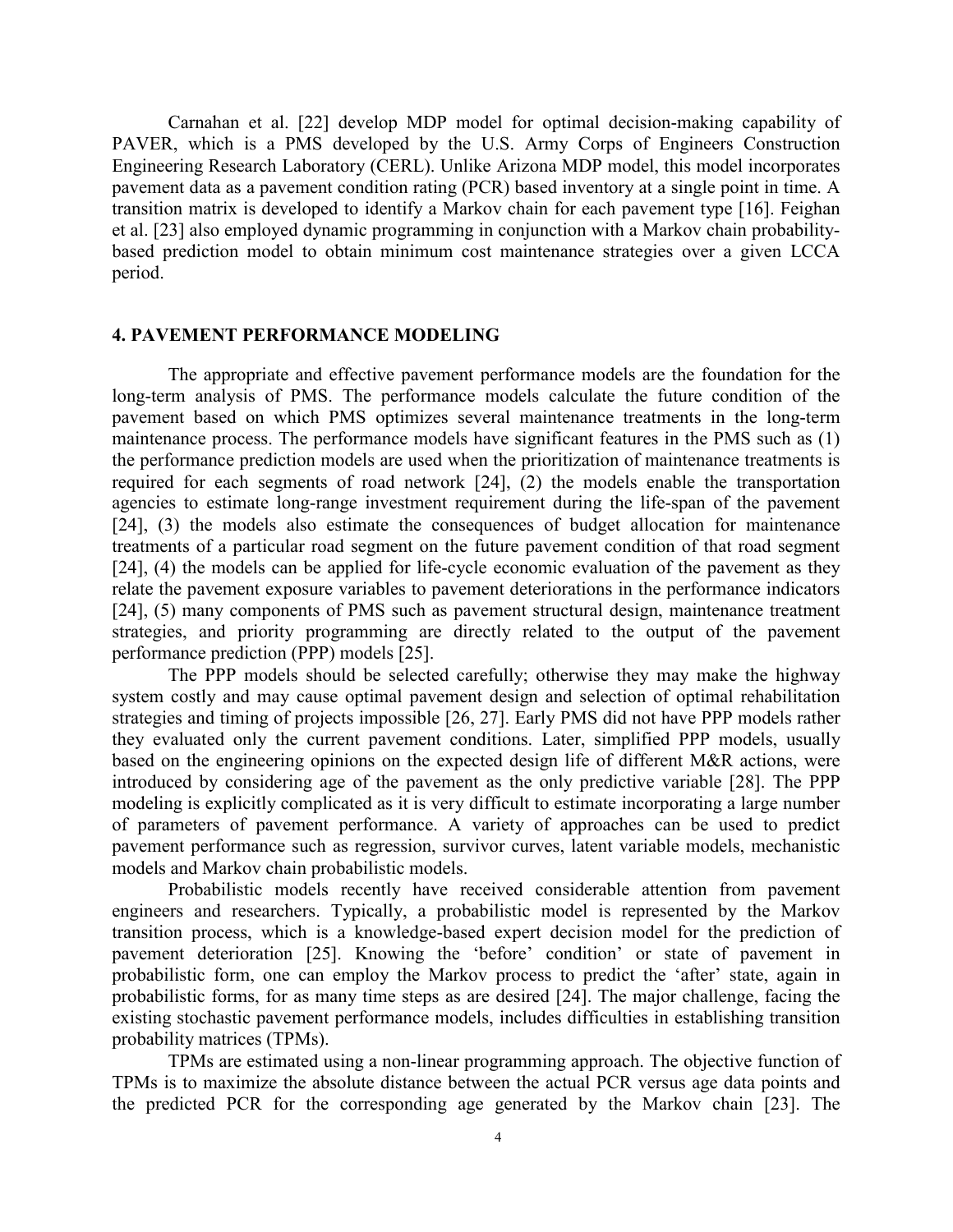Carnahan et al. [22] develop MDP model for optimal decision-making capability of PAVER, which is a PMS developed by the U.S. Army Corps of Engineers Construction Engineering Research Laboratory (CERL). Unlike Arizona MDP model, this model incorporates pavement data as a pavement condition rating (PCR) based inventory at a single point in time. A transition matrix is developed to identify a Markov chain for each pavement type [16]. Feighan et al. [23] also employed dynamic programming in conjunction with a Markov chain probability-based prediction model to obtain minimum cost maintenance strategies over a given LCCA period.

## 4. PAVEMENT PERFORMANCE MODELING

The appropriate and effective pavement performance models are the foundation for the long-term analysis of PMS. The performance models calculate the future condition of the pavement based on which PMS optimizes several maintenance treatments in the long-term maintenance process. The performance models have significant features in the PMS such as (1) the performance prediction models are used when the prioritization of maintenance treatments is required for each segments of road network [24], (2) the models enable the transportation agencies to estimate long-range investment requirement during the life-span of the pavement [24], (3) the models also estimate the consequences of budget allocation for maintenance treatments of a particular road segment on the future pavement condition of that road segment [24], (4) the models can be applied for life-cycle economic evaluation of the pavement as they relate the pavement exposure variables to pavement deteriorations in the performance indicators [24], (5) many components of PMS such as pavement structural design, maintenance treatment strategies, and priority programming are directly related to the output of the pavement performance prediction (PPP) models [25].

The PPP models should be selected carefully; otherwise they may make the highway system costly and may cause optimal pavement design and selection of optimal rehabilitation strategies and timing of projects impossible [26, 27]. Early PMS did not have PPP models rather they evaluated only the current pavement conditions. Later, simplified PPP models, usually based on the engineering opinions on the expected design life of different M&R actions, were introduced by considering age of the pavement as the only predictive variable [28]. The PPP modeling is explicitly complicated as it is very difficult to estimate incorporating a large number of parameters of pavement performance. A variety of approaches can be used to predict pavement performance such as regression, survivor curves, latent variable models, mechanistic models and Markov chain probabilistic models.

Probabilistic models recently have received considerable attention from pavement engineers and researchers. Typically, a probabilistic model is represented by the Markov transition process, which is a knowledge-based expert decision model for the prediction of pavement deterioration [25]. Knowing the 'before' condition' or state of pavement in probabilistic form, one can employ the Markov process to predict the 'after' state, again in probabilistic forms, for as many time steps as are desired [24]. The major challenge, facing the existing stochastic pavement performance models, includes difficulties in establishing transition probability matrices (TPMs).

TPMs are estimated using a non-linear programming approach. The objective function of TPMs is to maximize the absolute distance between the actual PCR versus age data points and the predicted PCR for the corresponding age generated by the Markov chain [23]. The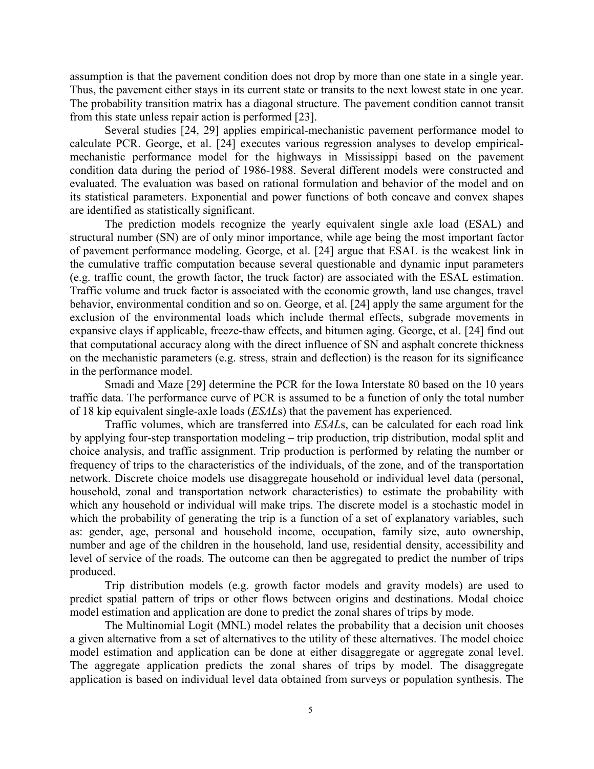assumption is that the pavement condition does not drop by more than one state in a single year. Thus, the pavement either stays in its current state or transits to the next lowest state in one year. The probability transition matrix has a diagonal structure. The pavement condition cannot transit from this state unless repair action is performed [23].

Several studies [24, 29] applies empirical-mechanistic pavement performance model to calculate PCR. George, et al. [24] executes various regression analyses to develop empirical-mechanistic performance model for the highways in Mississippi based on the pavement condition data during the period of 1986-1988. Several different models were constructed and evaluated. The evaluation was based on rational formulation and behavior of the model and on its statistical parameters. Exponential and power functions of both concave and convex shapes are identified as statistically significant.

The prediction models recognize the yearly equivalent single axle load (ESAL) and structural number (SN) are of only minor importance, while age being the most important factor of pavement performance modeling. George, et al. [24] argue that ESAL is the weakest link in the cumulative traffic computation because several questionable and dynamic input parameters (e.g. traffic count, the growth factor, the truck factor) are associated with the ESAL estimation. Traffic volume and truck factor is associated with the economic growth, land use changes, travel behavior, environmental condition and so on. George, et al. [24] apply the same argument for the exclusion of the environmental loads which include thermal effects, subgrade movements in expansive clays if applicable, freeze-thaw effects, and bitumen aging. George, et al. [24] find out that computational accuracy along with the direct influence of SN and asphalt concrete thickness on the mechanistic parameters (e.g. stress, strain and deflection) is the reason for its significance in the performance model.

Smadi and Maze [29] determine the PCR for the Iowa Interstate 80 based on the 10 years traffic data. The performance curve of PCR is assumed to be a function of only the total number of 18 kip equivalent single-axle loads (*ESAL*s) that the pavement has experienced.

Traffic volumes, which are transferred into *ESAL*s, can be calculated for each road link by applying four-step transportation modeling – trip production, trip distribution, modal split and choice analysis, and traffic assignment. Trip production is performed by relating the number or frequency of trips to the characteristics of the individuals, of the zone, and of the transportation network. Discrete choice models use disaggregate household or individual level data (personal, household, zonal and transportation network characteristics) to estimate the probability with which any household or individual will make trips. The discrete model is a stochastic model in which the probability of generating the trip is a function of a set of explanatory variables, such as: gender, age, personal and household income, occupation, family size, auto ownership, number and age of the children in the household, land use, residential density, accessibility and level of service of the roads. The outcome can then be aggregated to predict the number of trips produced.

Trip distribution models (e.g. growth factor models and gravity models) are used to predict spatial pattern of trips or other flows between origins and destinations. Modal choice model estimation and application are done to predict the zonal shares of trips by mode.

The Multinomial Logit (MNL) model relates the probability that a decision unit chooses a given alternative from a set of alternatives to the utility of these alternatives. The model choice model estimation and application can be done at either disaggregate or aggregate zonal level. The aggregate application predicts the zonal shares of trips by model. The disaggregate application is based on individual level data obtained from surveys or population synthesis. The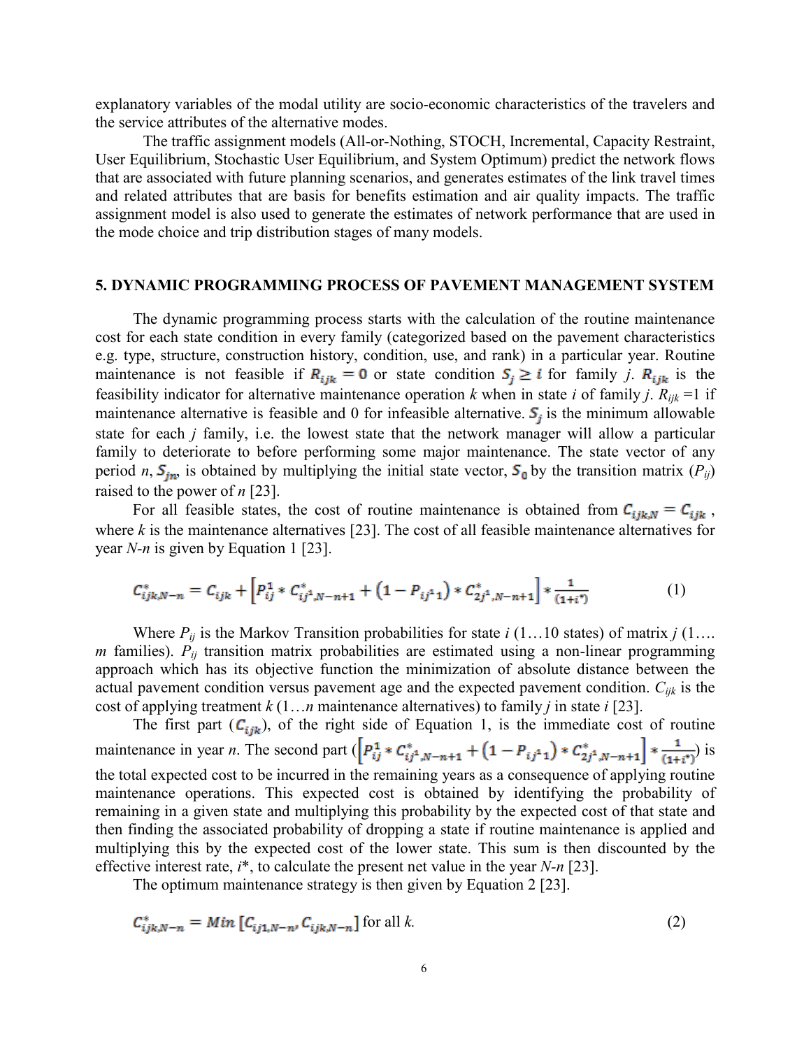explanatory variables of the modal utility are socio-economic characteristics of the travelers and the service attributes of the alternative modes.

The traffic assignment models (All-or-Nothing, STOCH, Incremental, Capacity Restraint, User Equilibrium, Stochastic User Equilibrium, and System Optimum) predict the network flows that are associated with future planning scenarios, and generates estimates of the link travel times and related attributes that are basis for benefits estimation and air quality impacts. The traffic assignment model is also used to generate the estimates of network performance that are used in the mode choice and trip distribution stages of many models.

## 5. DYNAMIC PROGRAMMING PROCESS OF PAVEMENT MANAGEMENT SYSTEM

The dynamic programming process starts with the calculation of the routine maintenance cost for each state condition in every family (categorized based on the pavement characteristics e.g. type, structure, construction history, condition, use, and rank) in a particular year. Routine maintenance is not feasible if $R_{ijk} = 0$ or state condition $S_j \geq i$ for family $j$. $R_{ijk}$ is the feasibility indicator for alternative maintenance operation $k$ when in state $i$ of family $j$. $R_{ijk} = 1$ if maintenance alternative is feasible and 0 for infeasible alternative. $S_j$ is the minimum allowable state for each $j$ family, i.e. the lowest state that the network manager will allow a particular family to deteriorate to before performing some major maintenance. The state vector of any period $n$, $S_{jn}$, is obtained by multiplying the initial state vector, $S_0$ by the transition matrix ($P_{ij}$) raised to the power of $n$ [23].

For all feasible states, the cost of routine maintenance is obtained from $C_{ijk,N} = C_{ijk}$, where $k$ is the maintenance alternatives [23]. The cost of all feasible maintenance alternatives for year $N$-$n$ is given by Equation 1 [23].

$$C^*_{ijk,N-n} = C_{ijk} + \left[P^1_{ij} * C^*_{ij^1,N-n+1} + \left(1 - P_{ij^1 1}\right) * C^*_{2j^1,N-n+1}\right] * \frac{1}{(1+i^*)} \tag{1}$$

Where $P_{ij}$ is the Markov Transition probabilities for state $i$ (1…10 states) of matrix $j$ (1…. $m$ families). $P_{ij}$ transition matrix probabilities are estimated using a non-linear programming approach which has its objective function the minimization of absolute distance between the actual pavement condition versus pavement age and the expected pavement condition. $C_{ijk}$ is the cost of applying treatment $k$ (1…$n$ maintenance alternatives) to family $j$ in state $i$ [23].

The first part ($C_{ijk}$), of the right side of Equation 1, is the immediate cost of routine maintenance in year $n$. The second part ($\left[P^1_{ij} * C^*_{ij^1,N-n+1} + \left(1 - P_{ij^1 1}\right) * C^*_{2j^1,N-n+1}\right] * \frac{1}{(1+i^*)}$) is the total expected cost to be incurred in the remaining years as a consequence of applying routine maintenance operations. This expected cost is obtained by identifying the probability of remaining in a given state and multiplying this probability by the expected cost of that state and then finding the associated probability of dropping a state if routine maintenance is applied and multiplying this by the expected cost of the lower state. This sum is then discounted by the effective interest rate, $i^*$, to calculate the present net value in the year $N$-$n$ [23].

The optimum maintenance strategy is then given by Equation 2 [23].

$$C^*_{ijk,N-n} = Min\left[C_{ij1,N-n}, C_{ijk,N-n}\right] \text{ for all } k. \tag{2}$$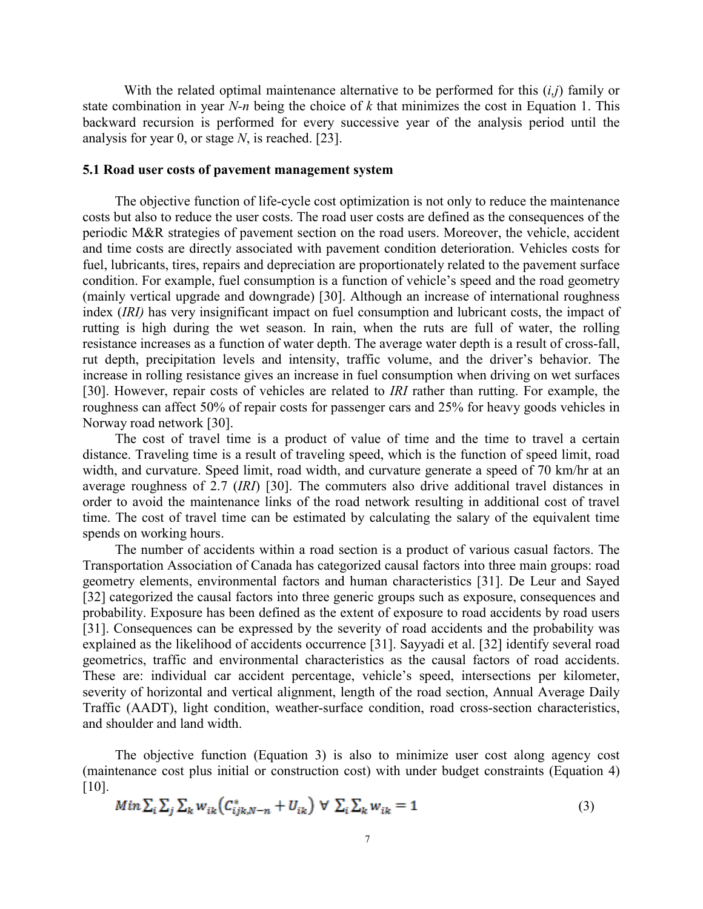With the related optimal maintenance alternative to be performed for this ($i$,$j$) family or state combination in year $N$-$n$ being the choice of $k$ that minimizes the cost in Equation 1. This backward recursion is performed for every successive year of the analysis period until the analysis for year 0, or stage $N$, is reached. [23].

### 5.1 Road user costs of pavement management system

The objective function of life-cycle cost optimization is not only to reduce the maintenance costs but also to reduce the user costs. The road user costs are defined as the consequences of the periodic M&R strategies of pavement section on the road users. Moreover, the vehicle, accident and time costs are directly associated with pavement condition deterioration. Vehicles costs for fuel, lubricants, tires, repairs and depreciation are proportionately related to the pavement surface condition. For example, fuel consumption is a function of vehicle's speed and the road geometry (mainly vertical upgrade and downgrade) [30]. Although an increase of international roughness index (*IRI)* has very insignificant impact on fuel consumption and lubricant costs, the impact of rutting is high during the wet season. In rain, when the ruts are full of water, the rolling resistance increases as a function of water depth. The average water depth is a result of cross-fall, rut depth, precipitation levels and intensity, traffic volume, and the driver's behavior. The increase in rolling resistance gives an increase in fuel consumption when driving on wet surfaces [30]. However, repair costs of vehicles are related to *IRI* rather than rutting. For example, the roughness can affect 50% of repair costs for passenger cars and 25% for heavy goods vehicles in Norway road network [30].

The cost of travel time is a product of value of time and the time to travel a certain distance. Traveling time is a result of traveling speed, which is the function of speed limit, road width, and curvature. Speed limit, road width, and curvature generate a speed of 70 km/hr at an average roughness of 2.7 (*IRI*) [30]. The commuters also drive additional travel distances in order to avoid the maintenance links of the road network resulting in additional cost of travel time. The cost of travel time can be estimated by calculating the salary of the equivalent time spends on working hours.

The number of accidents within a road section is a product of various casual factors. The Transportation Association of Canada has categorized causal factors into three main groups: road geometry elements, environmental factors and human characteristics [31]. De Leur and Sayed [32] categorized the causal factors into three generic groups such as exposure, consequences and probability. Exposure has been defined as the extent of exposure to road accidents by road users [31]. Consequences can be expressed by the severity of road accidents and the probability was explained as the likelihood of accidents occurrence [31]. Sayyadi et al. [32] identify several road geometrics, traffic and environmental characteristics as the causal factors of road accidents. These are: individual car accident percentage, vehicle's speed, intersections per kilometer, severity of horizontal and vertical alignment, length of the road section, Annual Average Daily Traffic (AADT), light condition, weather-surface condition, road cross-section characteristics, and shoulder and land width.

The objective function (Equation 3) is also to minimize user cost along agency cost (maintenance cost plus initial or construction cost) with under budget constraints (Equation 4) [10].

$$Min \sum_i \sum_j \sum_k w_{ik} \left( C^*_{ijk,N-n} + U_{ik} \right) \; \forall \; \sum_i \sum_k w_{ik} = 1 \tag{3}$$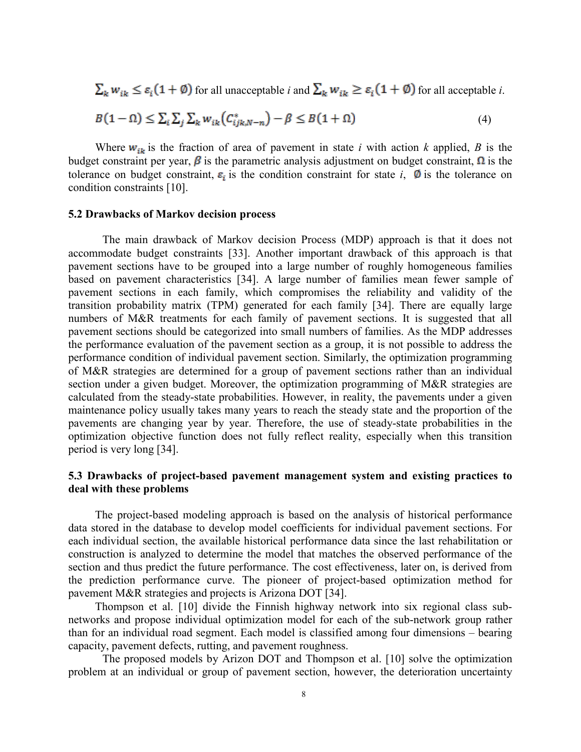$\sum_k w_{ik} \leq \varepsilon_i(1+\emptyset)$ for all unacceptable *i* and $\sum_k w_{ik} \geq \varepsilon_i(1+\emptyset)$ for all acceptable *i*.

$$B(1-\Omega) \leq \sum_i \sum_j \sum_k w_{ik}\left(C^*_{ijk,N-n}\right) - \beta \leq B(1+\Omega) \tag{4}$$

Where $w_{ik}$ is the fraction of area of pavement in state *i* with action *k* applied, *B* is the budget constraint per year, $\beta$ is the parametric analysis adjustment on budget constraint, $\Omega$ is the tolerance on budget constraint, $\varepsilon_i$ is the condition constraint for state *i*, $\emptyset$ is the tolerance on condition constraints [10].

### 5.2 Drawbacks of Markov decision process

The main drawback of Markov decision Process (MDP) approach is that it does not accommodate budget constraints [33]. Another important drawback of this approach is that pavement sections have to be grouped into a large number of roughly homogeneous families based on pavement characteristics [34]. A large number of families mean fewer sample of pavement sections in each family, which compromises the reliability and validity of the transition probability matrix (TPM) generated for each family [34]. There are equally large numbers of M&R treatments for each family of pavement sections. It is suggested that all pavement sections should be categorized into small numbers of families. As the MDP addresses the performance evaluation of the pavement section as a group, it is not possible to address the performance condition of individual pavement section. Similarly, the optimization programming of M&R strategies are determined for a group of pavement sections rather than an individual section under a given budget. Moreover, the optimization programming of M&R strategies are calculated from the steady-state probabilities. However, in reality, the pavements under a given maintenance policy usually takes many years to reach the steady state and the proportion of the pavements are changing year by year. Therefore, the use of steady-state probabilities in the optimization objective function does not fully reflect reality, especially when this transition period is very long [34].

### 5.3 Drawbacks of project-based pavement management system and existing practices to deal with these problems

The project-based modeling approach is based on the analysis of historical performance data stored in the database to develop model coefficients for individual pavement sections. For each individual section, the available historical performance data since the last rehabilitation or construction is analyzed to determine the model that matches the observed performance of the section and thus predict the future performance. The cost effectiveness, later on, is derived from the prediction performance curve. The pioneer of project-based optimization method for pavement M&R strategies and projects is Arizona DOT [34].

Thompson et al. [10] divide the Finnish highway network into six regional class sub-networks and propose individual optimization model for each of the sub-network group rather than for an individual road segment. Each model is classified among four dimensions – bearing capacity, pavement defects, rutting, and pavement roughness.

The proposed models by Arizon DOT and Thompson et al. [10] solve the optimization problem at an individual or group of pavement section, however, the deterioration uncertainty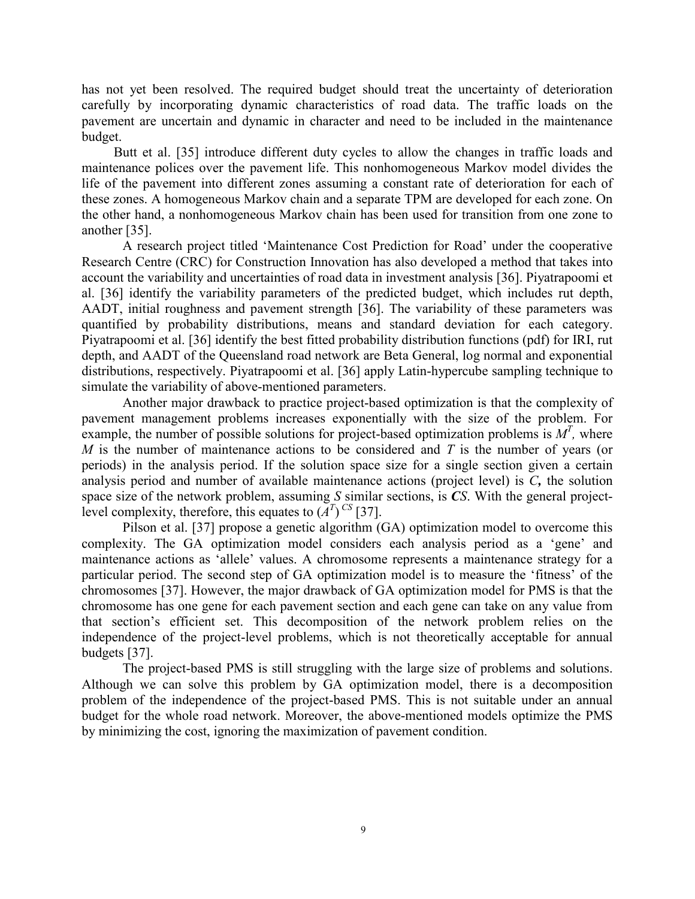has not yet been resolved. The required budget should treat the uncertainty of deterioration carefully by incorporating dynamic characteristics of road data. The traffic loads on the pavement are uncertain and dynamic in character and need to be included in the maintenance budget.

Butt et al. [35] introduce different duty cycles to allow the changes in traffic loads and maintenance polices over the pavement life. This nonhomogeneous Markov model divides the life of the pavement into different zones assuming a constant rate of deterioration for each of these zones. A homogeneous Markov chain and a separate TPM are developed for each zone. On the other hand, a nonhomogeneous Markov chain has been used for transition from one zone to another [35].

A research project titled 'Maintenance Cost Prediction for Road' under the cooperative Research Centre (CRC) for Construction Innovation has also developed a method that takes into account the variability and uncertainties of road data in investment analysis [36]. Piyatrapoomi et al. [36] identify the variability parameters of the predicted budget, which includes rut depth, AADT, initial roughness and pavement strength [36]. The variability of these parameters was quantified by probability distributions, means and standard deviation for each category. Piyatrapoomi et al. [36] identify the best fitted probability distribution functions (pdf) for IRI, rut depth, and AADT of the Queensland road network are Beta General, log normal and exponential distributions, respectively. Piyatrapoomi et al. [36] apply Latin-hypercube sampling technique to simulate the variability of above-mentioned parameters.

Another major drawback to practice project-based optimization is that the complexity of pavement management problems increases exponentially with the size of the problem. For example, the number of possible solutions for project-based optimization problems is $M^T$, where $M$ is the number of maintenance actions to be considered and $T$ is the number of years (or periods) in the analysis period. If the solution space size for a single section given a certain analysis period and number of available maintenance actions (project level) is $C$**,** the solution space size of the network problem, assuming $S$ similar sections, is $\boldsymbol{CS}$. With the general project-level complexity, therefore, this equates to $(A^T)^{CS}$ [37].

Pilson et al. [37] propose a genetic algorithm (GA) optimization model to overcome this complexity. The GA optimization model considers each analysis period as a 'gene' and maintenance actions as 'allele' values. A chromosome represents a maintenance strategy for a particular period. The second step of GA optimization model is to measure the 'fitness' of the chromosomes [37]. However, the major drawback of GA optimization model for PMS is that the chromosome has one gene for each pavement section and each gene can take on any value from that section's efficient set. This decomposition of the network problem relies on the independence of the project-level problems, which is not theoretically acceptable for annual budgets [37].

The project-based PMS is still struggling with the large size of problems and solutions. Although we can solve this problem by GA optimization model, there is a decomposition problem of the independence of the project-based PMS. This is not suitable under an annual budget for the whole road network. Moreover, the above-mentioned models optimize the PMS by minimizing the cost, ignoring the maximization of pavement condition.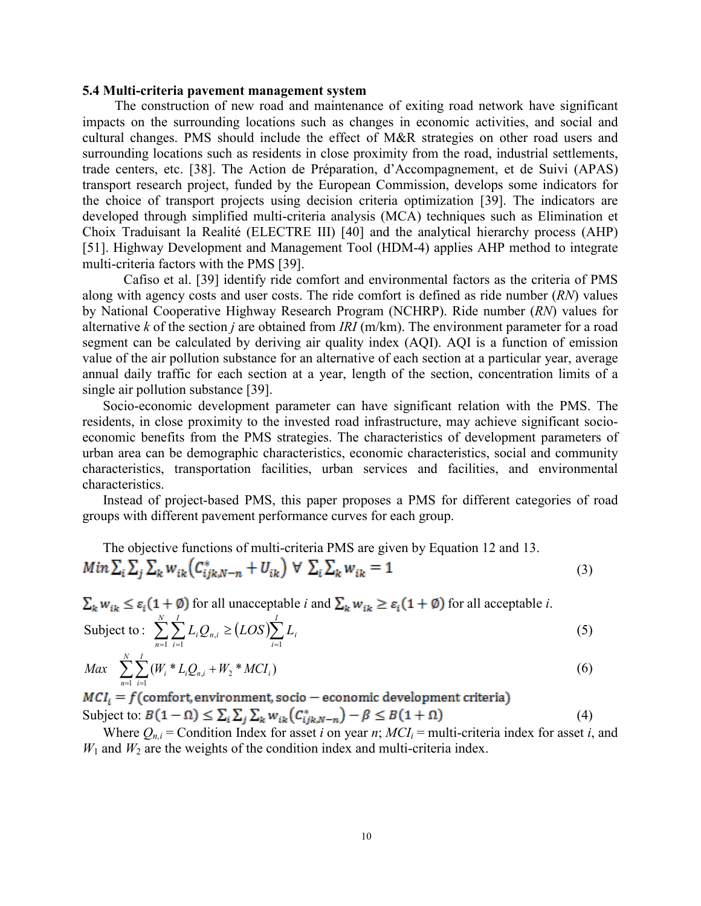### 5.4 Multi-criteria pavement management system

The construction of new road and maintenance of exiting road network have significant impacts on the surrounding locations such as changes in economic activities, and social and cultural changes. PMS should include the effect of M&R strategies on other road users and surrounding locations such as residents in close proximity from the road, industrial settlements, trade centers, etc. [38]. The Action de Préparation, d'Accompagnement, et de Suivi (APAS) transport research project, funded by the European Commission, develops some indicators for the choice of transport projects using decision criteria optimization [39]. The indicators are developed through simplified multi-criteria analysis (MCA) techniques such as Elimination et Choix Traduisant la Realité (ELECTRE III) [40] and the analytical hierarchy process (AHP) [51]. Highway Development and Management Tool (HDM-4) applies AHP method to integrate multi-criteria factors with the PMS [39].

Cafiso et al. [39] identify ride comfort and environmental factors as the criteria of PMS along with agency costs and user costs. The ride comfort is defined as ride number (*RN*) values by National Cooperative Highway Research Program (NCHRP). Ride number (*RN*) values for alternative *k* of the section *j* are obtained from *IRI* (m/km). The environment parameter for a road segment can be calculated by deriving air quality index (AQI). AQI is a function of emission value of the air pollution substance for an alternative of each section at a particular year, average annual daily traffic for each section at a year, length of the section, concentration limits of a single air pollution substance [39].

Socio-economic development parameter can have significant relation with the PMS. The residents, in close proximity to the invested road infrastructure, may achieve significant socio-economic benefits from the PMS strategies. The characteristics of development parameters of urban area can be demographic characteristics, economic characteristics, social and community characteristics, transportation facilities, urban services and facilities, and environmental characteristics.

Instead of project-based PMS, this paper proposes a PMS for different categories of road groups with different pavement performance curves for each group.

The objective functions of multi-criteria PMS are given by Equation 12 and 13.

$$Min \sum_i \sum_j \sum_k w_{ik}\left(C^*_{ijk,N-n} + U_{ik}\right) \;\forall\; \sum_i \sum_k w_{ik} = 1 \tag{3}$$

$\sum_k w_{ik} \leq \varepsilon_i(1+\emptyset)$ for all unacceptable *i* and $\sum_k w_{ik} \geq \varepsilon_i(1+\emptyset)$ for all acceptable *i*.

$$\text{Subject to: } \sum_{n=1}^{N}\sum_{i=1}^{I} L_i Q_{n,i} \geq (LOS)\sum_{i=1}^{I} L_i \tag{5}$$

$$Max \quad \sum_{n=1}^{N}\sum_{i=1}^{I}(W_i * L_i Q_{n,i} + W_2 * MCI_i) \tag{6}$$

$$MCI_i = f(\text{comfort, environment, socio}-\text{economic development criteria})$$

$$\text{Subject to: } B(1-\Omega) \leq \sum_i \sum_j \sum_k w_{ik}\left(C^*_{ijk,N-n}\right) - \beta \leq B(1+\Omega) \tag{4}$$

Where $Q_{n,i}$ = Condition Index for asset *i* on year *n*; $MCI_i$ = multi-criteria index for asset *i*, and $W_1$ and $W_2$ are the weights of the condition index and multi-criteria index.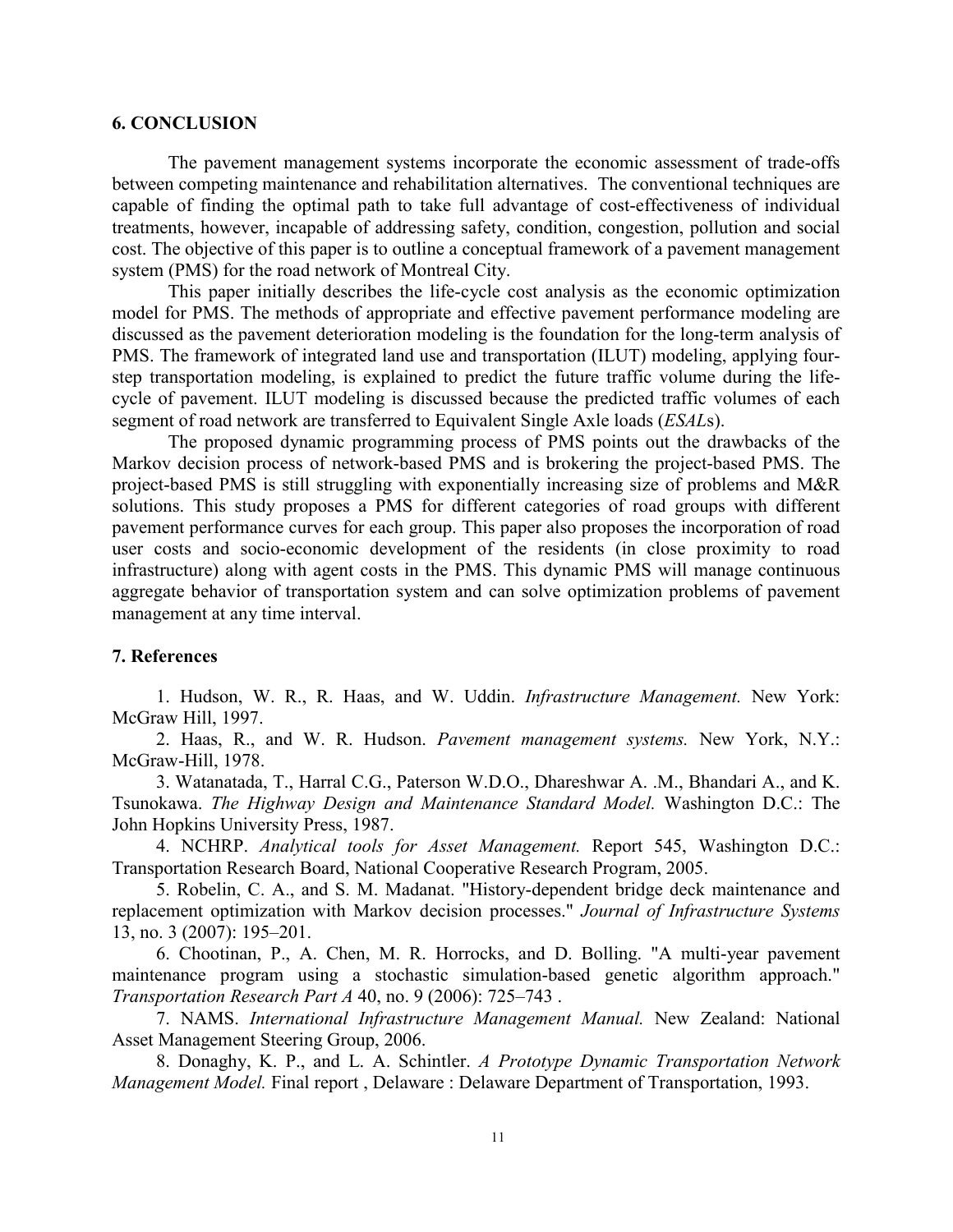## 6. CONCLUSION

The pavement management systems incorporate the economic assessment of trade-offs between competing maintenance and rehabilitation alternatives. The conventional techniques are capable of finding the optimal path to take full advantage of cost-effectiveness of individual treatments, however, incapable of addressing safety, condition, congestion, pollution and social cost. The objective of this paper is to outline a conceptual framework of a pavement management system (PMS) for the road network of Montreal City.

This paper initially describes the life-cycle cost analysis as the economic optimization model for PMS. The methods of appropriate and effective pavement performance modeling are discussed as the pavement deterioration modeling is the foundation for the long-term analysis of PMS. The framework of integrated land use and transportation (ILUT) modeling, applying four-step transportation modeling, is explained to predict the future traffic volume during the life-cycle of pavement. ILUT modeling is discussed because the predicted traffic volumes of each segment of road network are transferred to Equivalent Single Axle loads (*ESAL*s).

The proposed dynamic programming process of PMS points out the drawbacks of the Markov decision process of network-based PMS and is brokering the project-based PMS. The project-based PMS is still struggling with exponentially increasing size of problems and M&R solutions. This study proposes a PMS for different categories of road groups with different pavement performance curves for each group. This paper also proposes the incorporation of road user costs and socio-economic development of the residents (in close proximity to road infrastructure) along with agent costs in the PMS. This dynamic PMS will manage continuous aggregate behavior of transportation system and can solve optimization problems of pavement management at any time interval.

## 7. References

1. Hudson, W. R., R. Haas, and W. Uddin. *Infrastructure Management.* New York: McGraw Hill, 1997.
2. Haas, R., and W. R. Hudson. *Pavement management systems.* New York, N.Y.: McGraw-Hill, 1978.
3. Watanatada, T., Harral C.G., Paterson W.D.O., Dhareshwar A. .M., Bhandari A., and K. Tsunokawa. *The Highway Design and Maintenance Standard Model.* Washington D.C.: The John Hopkins University Press, 1987.
4. NCHRP. *Analytical tools for Asset Management.* Report 545, Washington D.C.: Transportation Research Board, National Cooperative Research Program, 2005.
5. Robelin, C. A., and S. M. Madanat. "History-dependent bridge deck maintenance and replacement optimization with Markov decision processes." *Journal of Infrastructure Systems* 13, no. 3 (2007): 195–201.
6. Chootinan, P., A. Chen, M. R. Horrocks, and D. Bolling. "A multi-year pavement maintenance program using a stochastic simulation-based genetic algorithm approach." *Transportation Research Part A* 40, no. 9 (2006): 725–743 .
7. NAMS. *International Infrastructure Management Manual.* New Zealand: National Asset Management Steering Group, 2006.
8. Donaghy, K. P., and L. A. Schintler. *A Prototype Dynamic Transportation Network Management Model.* Final report , Delaware : Delaware Department of Transportation, 1993.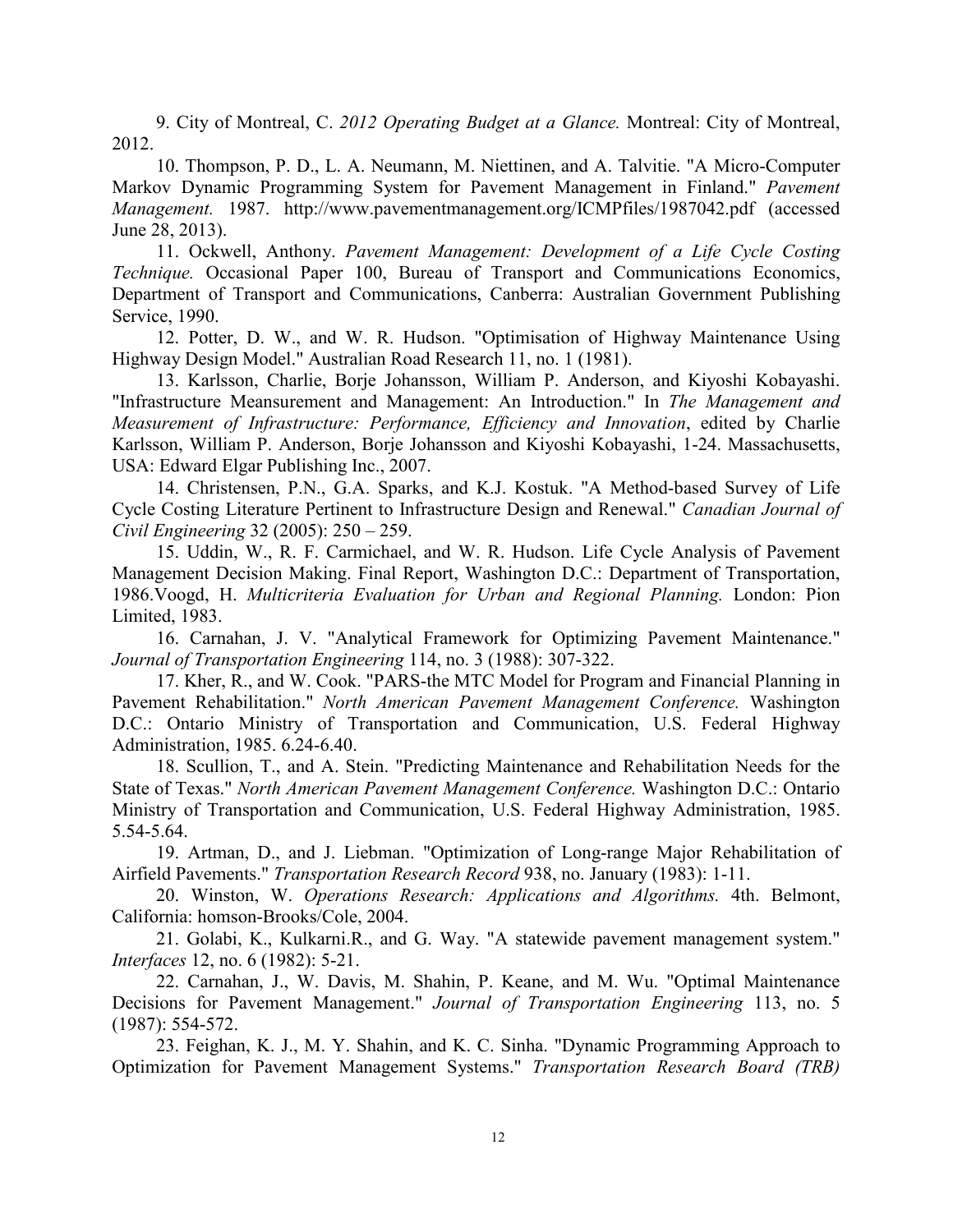9. City of Montreal, C. *2012 Operating Budget at a Glance.* Montreal: City of Montreal, 2012.

10. Thompson, P. D., L. A. Neumann, M. Niettinen, and A. Talvitie. "A Micro-Computer Markov Dynamic Programming System for Pavement Management in Finland." *Pavement Management.* 1987. http://www.pavementmanagement.org/ICMPfiles/1987042.pdf (accessed June 28, 2013).

11. Ockwell, Anthony. *Pavement Management: Development of a Life Cycle Costing Technique.* Occasional Paper 100, Bureau of Transport and Communications Economics, Department of Transport and Communications, Canberra: Australian Government Publishing Service, 1990.

12. Potter, D. W., and W. R. Hudson. "Optimisation of Highway Maintenance Using Highway Design Model." Australian Road Research 11, no. 1 (1981).

13. Karlsson, Charlie, Borje Johansson, William P. Anderson, and Kiyoshi Kobayashi. "Infrastructure Meansurement and Management: An Introduction." In *The Management and Measurement of Infrastructure: Performance, Efficiency and Innovation*, edited by Charlie Karlsson, William P. Anderson, Borje Johansson and Kiyoshi Kobayashi, 1-24. Massachusetts, USA: Edward Elgar Publishing Inc., 2007.

14. Christensen, P.N., G.A. Sparks, and K.J. Kostuk. "A Method-based Survey of Life Cycle Costing Literature Pertinent to Infrastructure Design and Renewal." *Canadian Journal of Civil Engineering* 32 (2005): 250 – 259.

15. Uddin, W., R. F. Carmichael, and W. R. Hudson. Life Cycle Analysis of Pavement Management Decision Making. Final Report, Washington D.C.: Department of Transportation, 1986.Voogd, H. *Multicriteria Evaluation for Urban and Regional Planning.* London: Pion Limited, 1983.

16. Carnahan, J. V. "Analytical Framework for Optimizing Pavement Maintenance." *Journal of Transportation Engineering* 114, no. 3 (1988): 307-322.

17. Kher, R., and W. Cook. "PARS-the MTC Model for Program and Financial Planning in Pavement Rehabilitation." *North American Pavement Management Conference.* Washington D.C.: Ontario Ministry of Transportation and Communication, U.S. Federal Highway Administration, 1985. 6.24-6.40.

18. Scullion, T., and A. Stein. "Predicting Maintenance and Rehabilitation Needs for the State of Texas." *North American Pavement Management Conference.* Washington D.C.: Ontario Ministry of Transportation and Communication, U.S. Federal Highway Administration, 1985. 5.54-5.64.

19. Artman, D., and J. Liebman. "Optimization of Long-range Major Rehabilitation of Airfield Pavements." *Transportation Research Record* 938, no. January (1983): 1-11.

20. Winston, W. *Operations Research: Applications and Algorithms.* 4th. Belmont, California: homson-Brooks/Cole, 2004.

21. Golabi, K., Kulkarni.R., and G. Way. "A statewide pavement management system." *Interfaces* 12, no. 6 (1982): 5-21.

22. Carnahan, J., W. Davis, M. Shahin, P. Keane, and M. Wu. "Optimal Maintenance Decisions for Pavement Management." *Journal of Transportation Engineering* 113, no. 5 (1987): 554-572.

23. Feighan, K. J., M. Y. Shahin, and K. C. Sinha. "Dynamic Programming Approach to Optimization for Pavement Management Systems." *Transportation Research Board (TRB)*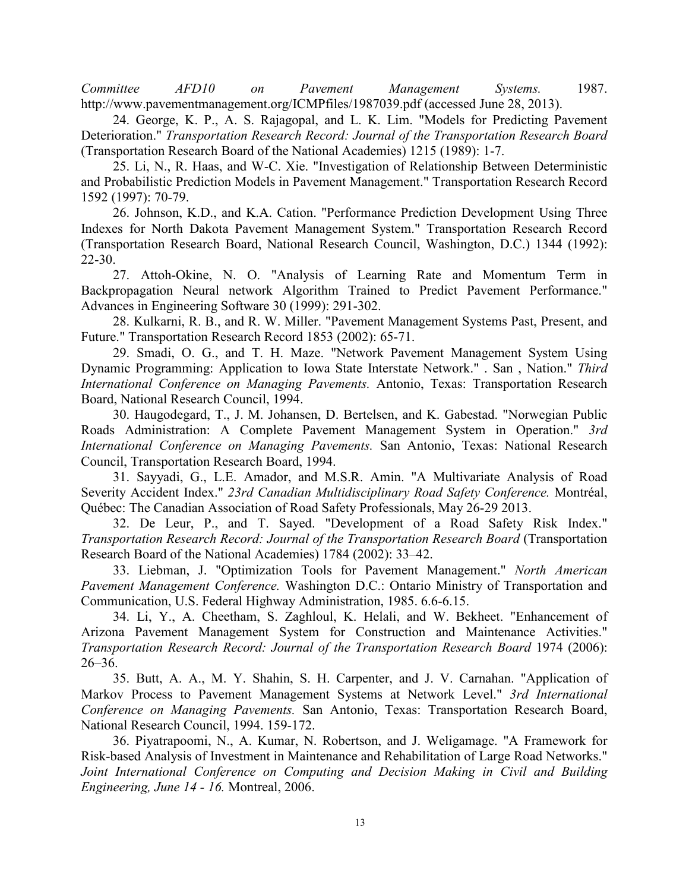*Committee AFD10 on Pavement Management Systems.* 1987. http://www.pavementmanagement.org/ICMPfiles/1987039.pdf (accessed June 28, 2013).

24. George, K. P., A. S. Rajagopal, and L. K. Lim. "Models for Predicting Pavement Deterioration." *Transportation Research Record: Journal of the Transportation Research Board* (Transportation Research Board of the National Academies) 1215 (1989): 1-7.

25. Li, N., R. Haas, and W-C. Xie. "Investigation of Relationship Between Deterministic and Probabilistic Prediction Models in Pavement Management." Transportation Research Record 1592 (1997): 70-79.

26. Johnson, K.D., and K.A. Cation. "Performance Prediction Development Using Three Indexes for North Dakota Pavement Management System." Transportation Research Record (Transportation Research Board, National Research Council, Washington, D.C.) 1344 (1992): 22-30.

27. Attoh-Okine, N. O. "Analysis of Learning Rate and Momentum Term in Backpropagation Neural network Algorithm Trained to Predict Pavement Performance." Advances in Engineering Software 30 (1999): 291-302.

28. Kulkarni, R. B., and R. W. Miller. "Pavement Management Systems Past, Present, and Future." Transportation Research Record 1853 (2002): 65-71.

29. Smadi, O. G., and T. H. Maze. "Network Pavement Management System Using Dynamic Programming: Application to Iowa State Interstate Network." . San , Nation." *Third International Conference on Managing Pavements.* Antonio, Texas: Transportation Research Board, National Research Council, 1994.

30. Haugodegard, T., J. M. Johansen, D. Bertelsen, and K. Gabestad. "Norwegian Public Roads Administration: A Complete Pavement Management System in Operation." *3rd International Conference on Managing Pavements.* San Antonio, Texas: National Research Council, Transportation Research Board, 1994.

31. Sayyadi, G., L.E. Amador, and M.S.R. Amin. "A Multivariate Analysis of Road Severity Accident Index." *23rd Canadian Multidisciplinary Road Safety Conference.* Montréal, Québec: The Canadian Association of Road Safety Professionals, May 26-29 2013.

32. De Leur, P., and T. Sayed. "Development of a Road Safety Risk Index." *Transportation Research Record: Journal of the Transportation Research Board* (Transportation Research Board of the National Academies) 1784 (2002): 33–42.

33. Liebman, J. "Optimization Tools for Pavement Management." *North American Pavement Management Conference.* Washington D.C.: Ontario Ministry of Transportation and Communication, U.S. Federal Highway Administration, 1985. 6.6-6.15.

34. Li, Y., A. Cheetham, S. Zaghloul, K. Helali, and W. Bekheet. "Enhancement of Arizona Pavement Management System for Construction and Maintenance Activities." *Transportation Research Record: Journal of the Transportation Research Board* 1974 (2006): 26–36.

35. Butt, A. A., M. Y. Shahin, S. H. Carpenter, and J. V. Carnahan. "Application of Markov Process to Pavement Management Systems at Network Level." *3rd International Conference on Managing Pavements.* San Antonio, Texas: Transportation Research Board, National Research Council, 1994. 159-172.

36. Piyatrapoomi, N., A. Kumar, N. Robertson, and J. Weligamage. "A Framework for Risk-based Analysis of Investment in Maintenance and Rehabilitation of Large Road Networks." *Joint International Conference on Computing and Decision Making in Civil and Building Engineering, June 14 - 16.* Montreal, 2006.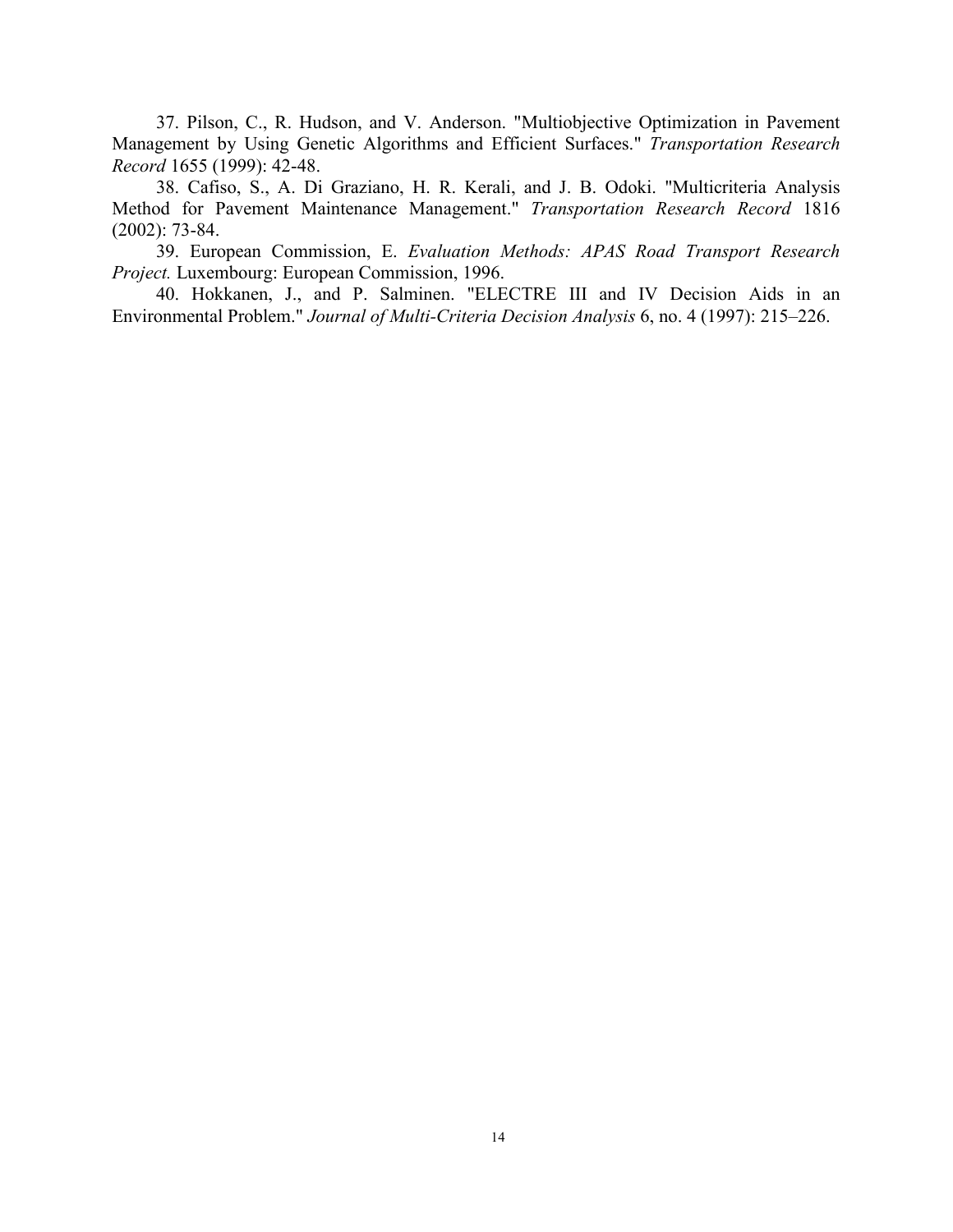37. Pilson, C., R. Hudson, and V. Anderson. "Multiobjective Optimization in Pavement Management by Using Genetic Algorithms and Efficient Surfaces." *Transportation Research Record* 1655 (1999): 42-48.

38. Cafiso, S., A. Di Graziano, H. R. Kerali, and J. B. Odoki. "Multicriteria Analysis Method for Pavement Maintenance Management." *Transportation Research Record* 1816 (2002): 73-84.

39. European Commission, E. *Evaluation Methods: APAS Road Transport Research Project.* Luxembourg: European Commission, 1996.

40. Hokkanen, J., and P. Salminen. "ELECTRE III and IV Decision Aids in an Environmental Problem." *Journal of Multi-Criteria Decision Analysis* 6, no. 4 (1997): 215–226.